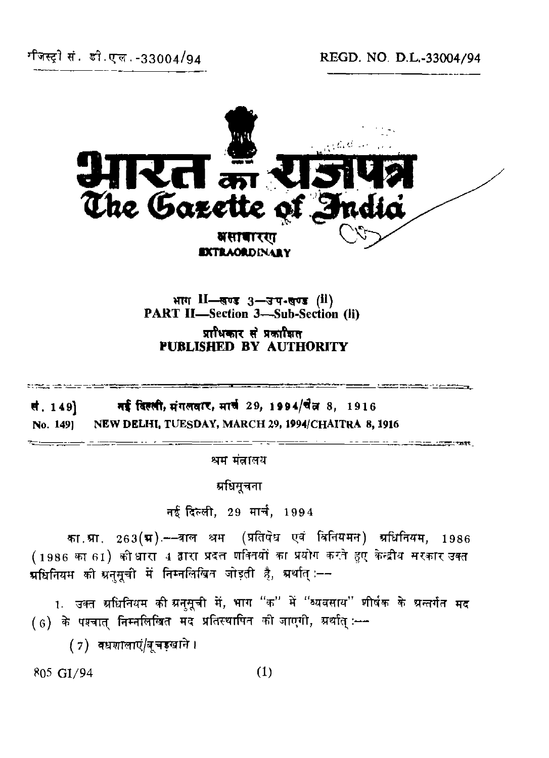रजिस्ट्री सं. डी.एल.-33004/94 REGD. NO. D.L.-33004/94

# भारत का राजपत्र
# The Gazette of India

**असाधारण**
**EXTRAORDINARY**

भाग II—खण्ड 3—उप-खण्ड (ii)
**PART II—Section 3—Sub-Section (ii)**

**प्राधिकार से प्रकाशित**
**PUBLISHED BY AUTHORITY**

---

**सं. 149] नई दिल्ली, मंगलवार, मार्च 29, 1994/चैत्र 8, 1916**
**No. 149] NEW DELHI, TUESDAY, MARCH 29, 1994/CHAITRA 8, 1916**

---

श्रम मंत्रालय

अधिसूचना

नई दिल्ली, 29 मार्च, 1994

का.आ. 263(अ).—बाल श्रम (प्रतिषेध एवं विनियमन) अधिनियम, 1986 (1986 का 61) की धारा 4 द्वारा प्रदत्त शक्तियों का प्रयोग करते हुए केन्द्रीय सरकार उक्त अधिनियम की अनुसूची में निम्नलिखित जोड़ती है, अर्थात् :—

1. उक्त अधिनियम की अनुसूची में, भाग "क" में "व्यवसाय" शीर्षक के अन्तर्गत मद (6) के पश्चात् निम्नलिखित मद प्रतिस्थापित की जाएगी, अर्थात् :—

(7) वधशालाएं/बूचड़खाने।

805 GI/94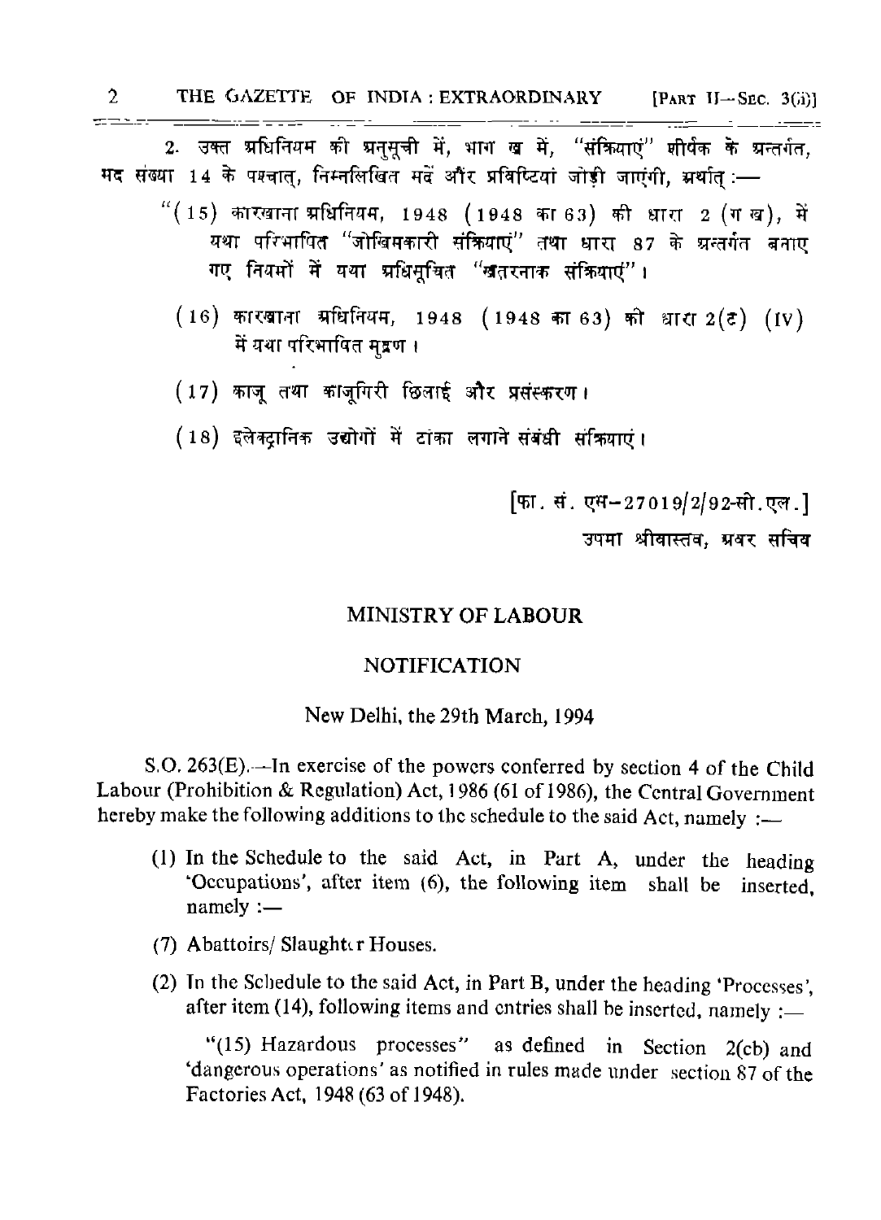2. उक्त अधिनियम की अनुसूची में, भाग ख में, "संक्रियाएं" शीर्षक के अन्तर्गत, मद संख्या 14 के पश्चात्, निम्नलिखित मदें और प्रविष्टियां जोड़ी जाएंगी, अर्थात् :—

"(15) कारखाना अधिनियम, 1948 (1948 का 63) की धारा 2 (ग ख), में यथा परिभाषित "जोखिमकारी संक्रियाएं" तथा धारा 87 के अन्तर्गत बनाए गए नियमों में यथा अधिसूचित "खतरनाक संक्रियाएं"।

(16) कारखाना अधिनियम, 1948 (1948 का 63) की धारा 2(ट) (IV) में यथा परिभाषित मुद्रण।

(17) काजू तथा काजूगिरी छिलाई और प्रसंस्करण।

(18) इलेक्ट्रानिक उद्योगों में टांका लगाने संबंधी संक्रियाएं।

[फा. सं. एस–27019/2/92-सी.एल.]

उपमा श्रीवास्तव, अवर सचिव

## MINISTRY OF LABOUR

## NOTIFICATION

New Delhi, the 29th March, 1994

S.O. 263(E).—In exercise of the powers conferred by section 4 of the Child Labour (Prohibition & Regulation) Act, 1986 (61 of 1986), the Central Government hereby make the following additions to the schedule to the said Act, namely :—

(1) In the Schedule to the said Act, in Part A, under the heading 'Occupations', after item (6), the following item shall be inserted, namely :—

(7) Abattoirs/ Slaughter Houses.

(2) In the Schedule to the said Act, in Part B, under the heading 'Processes', after item (14), following items and entries shall be inserted, namely :—

"(15) Hazardous processes" as defined in Section 2(cb) and 'dangerous operations' as notified in rules made under section 87 of the Factories Act, 1948 (63 of 1948).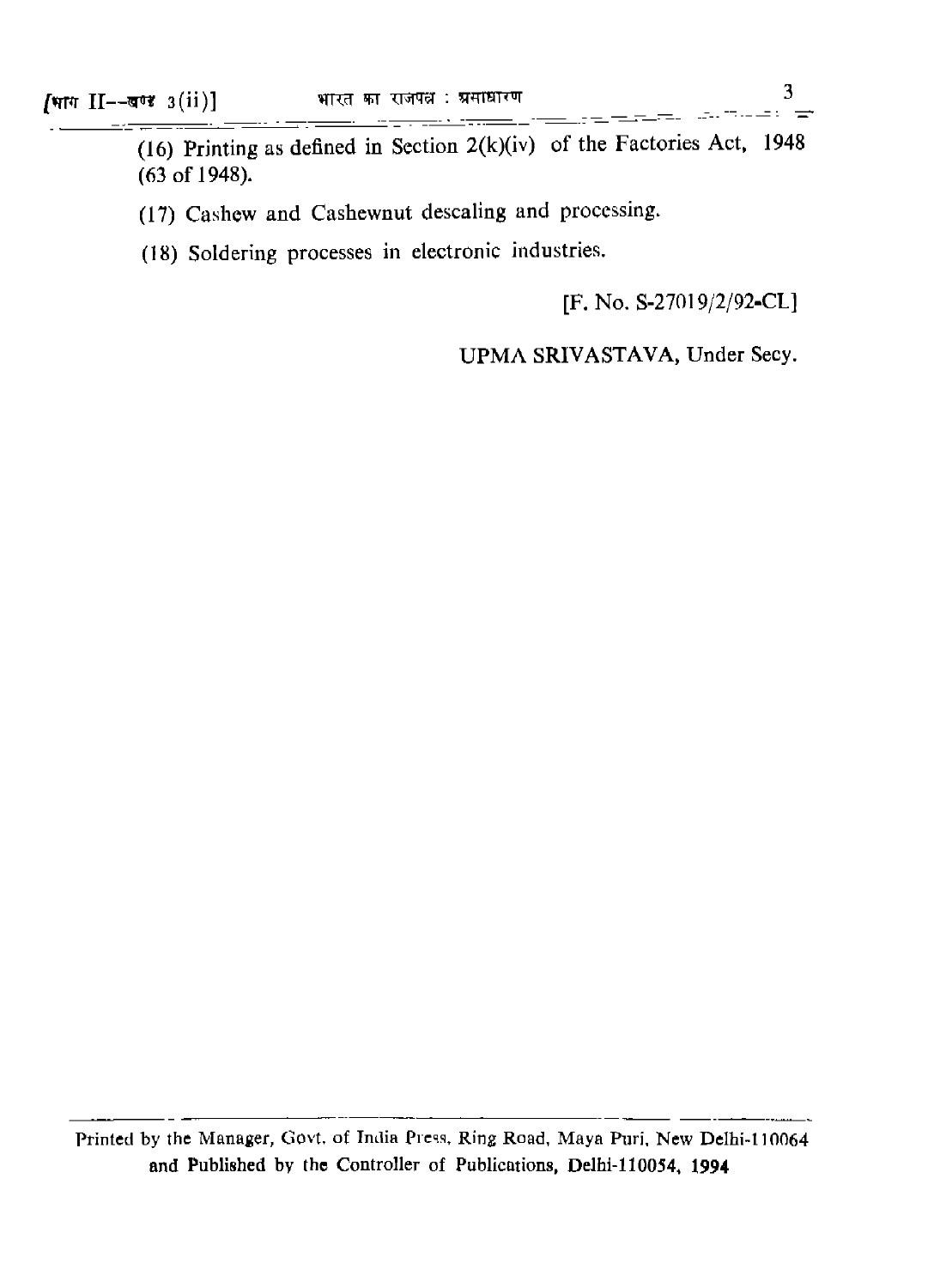(16) Printing as defined in Section 2(k)(iv) of the Factories Act, 1948 (63 of 1948).

(17) Cashew and Cashewnut descaling and processing.

(18) Soldering processes in electronic industries.

[F. No. S-27019/2/92-CL]

UPMA SRIVASTAVA, Under Secy.

Printed by the Manager, Govt. of India Press, Ring Road, Maya Puri, New Delhi-110064 and Published by the Controller of Publications, Delhi-110054, 1994